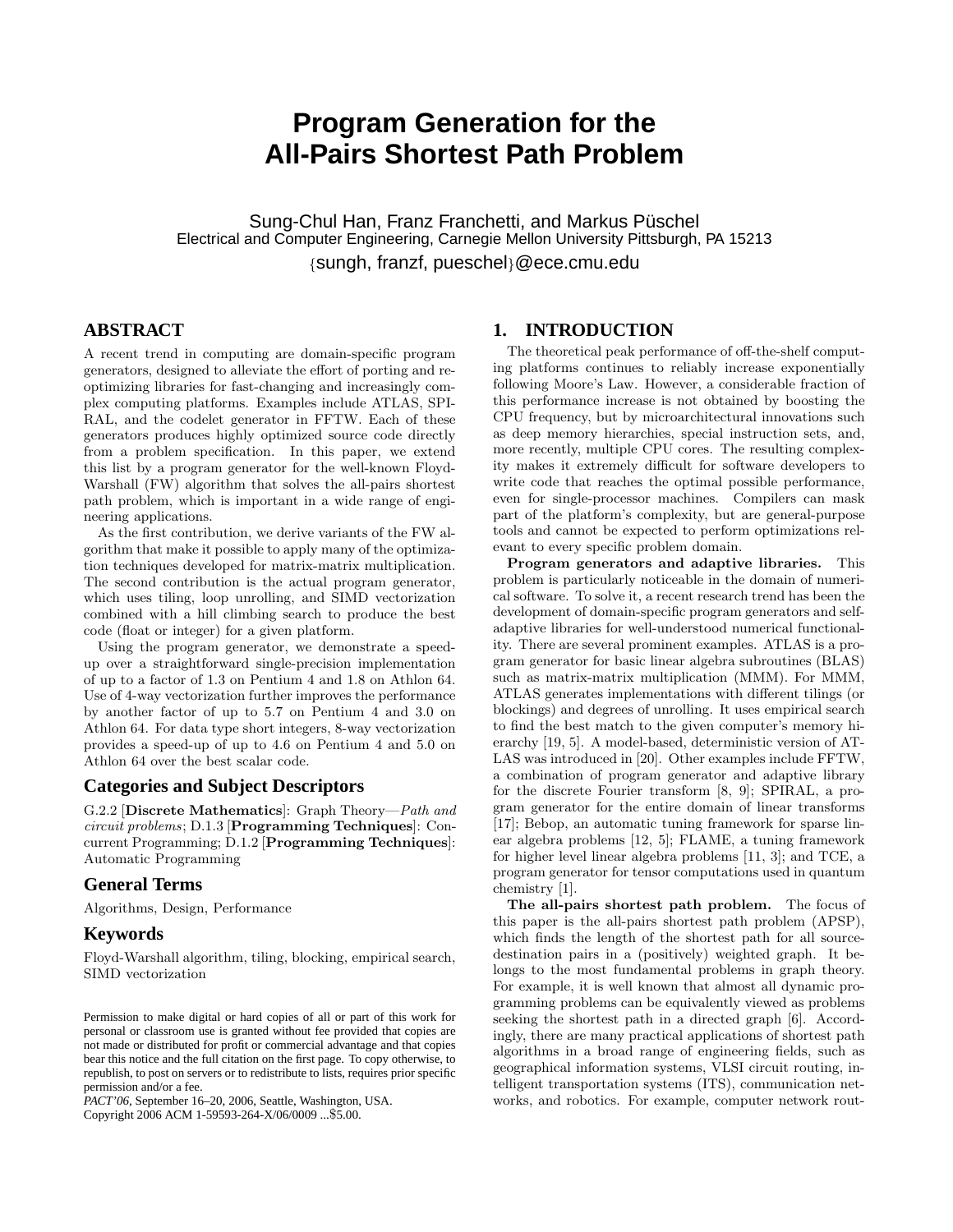# Program Generation for the All-Pairs Shortest Path Problem

Sung-Chul Han, Franz Franchetti, and Markus Püschel
Electrical and Computer Engineering, Carnegie Mellon University Pittsburgh, PA 15213
{sungh, franzf, pueschel}@ece.cmu.edu

## ABSTRACT

A recent trend in computing are domain-specific program generators, designed to alleviate the effort of porting and re-optimizing libraries for fast-changing and increasingly complex computing platforms. Examples include ATLAS, SPIRAL, and the codelet generator in FFTW. Each of these generators produces highly optimized source code directly from a problem specification. In this paper, we extend this list by a program generator for the well-known Floyd-Warshall (FW) algorithm that solves the all-pairs shortest path problem, which is important in a wide range of engineering applications.

As the first contribution, we derive variants of the FW algorithm that make it possible to apply many of the optimization techniques developed for matrix-matrix multiplication. The second contribution is the actual program generator, which uses tiling, loop unrolling, and SIMD vectorization combined with a hill climbing search to produce the best code (float or integer) for a given platform.

Using the program generator, we demonstrate a speed-up over a straightforward single-precision implementation of up to a factor of 1.3 on Pentium 4 and 1.8 on Athlon 64. Use of 4-way vectorization further improves the performance by another factor of up to 5.7 on Pentium 4 and 3.0 on Athlon 64. For data type short integers, 8-way vectorization provides a speed-up of up to 4.6 on Pentium 4 and 5.0 on Athlon 64 over the best scalar code.

### Categories and Subject Descriptors

G.2.2 [**Discrete Mathematics**]: Graph Theory—*Path and circuit problems*; D.1.3 [**Programming Techniques**]: Concurrent Programming; D.1.2 [**Programming Techniques**]: Automatic Programming

### General Terms

Algorithms, Design, Performance

### Keywords

Floyd-Warshall algorithm, tiling, blocking, empirical search, SIMD vectorization

Permission to make digital or hard copies of all or part of this work for personal or classroom use is granted without fee provided that copies are not made or distributed for profit or commercial advantage and that copies bear this notice and the full citation on the first page. To copy otherwise, to republish, to post on servers or to redistribute to lists, requires prior specific permission and/or a fee.
*PACT'06*, September 16–20, 2006, Seattle, Washington, USA.
Copyright 2006 ACM 1-59593-264-X/06/0009 ...$5.00.

## 1. INTRODUCTION

The theoretical peak performance of off-the-shelf computing platforms continues to reliably increase exponentially following Moore's Law. However, a considerable fraction of this performance increase is not obtained by boosting the CPU frequency, but by microarchitectural innovations such as deep memory hierarchies, special instruction sets, and, more recently, multiple CPU cores. The resulting complexity makes it extremely difficult for software developers to write code that reaches the optimal possible performance, even for single-processor machines. Compilers can mask part of the platform's complexity, but are general-purpose tools and cannot be expected to perform optimizations relevant to every specific problem domain.

**Program generators and adaptive libraries.** This problem is particularly noticeable in the domain of numerical software. To solve it, a recent research trend has been the development of domain-specific program generators and self-adaptive libraries for well-understood numerical functionality. There are several prominent examples. ATLAS is a program generator for basic linear algebra subroutines (BLAS) such as matrix-matrix multiplication (MMM). For MMM, ATLAS generates implementations with different tilings (or blockings) and degrees of unrolling. It uses empirical search to find the best match to the given computer's memory hierarchy [19, 5]. A model-based, deterministic version of ATLAS was introduced in [20]. Other examples include FFTW, a combination of program generator and adaptive library for the discrete Fourier transform [8, 9]; SPIRAL, a program generator for the entire domain of linear transforms [17]; Bebop, an automatic tuning framework for sparse linear algebra problems [12, 5]; FLAME, a tuning framework for higher level linear algebra problems [11, 3]; and TCE, a program generator for tensor computations used in quantum chemistry [1].

**The all-pairs shortest path problem.** The focus of this paper is the all-pairs shortest path problem (APSP), which finds the length of the shortest path for all source-destination pairs in a (positively) weighted graph. It belongs to the most fundamental problems in graph theory. For example, it is well known that almost all dynamic programming problems can be equivalently viewed as problems seeking the shortest path in a directed graph [6]. Accordingly, there are many practical applications of shortest path algorithms in a broad range of engineering fields, such as geographical information systems, VLSI circuit routing, intelligent transportation systems (ITS), communication networks, and robotics. For example, computer network rout-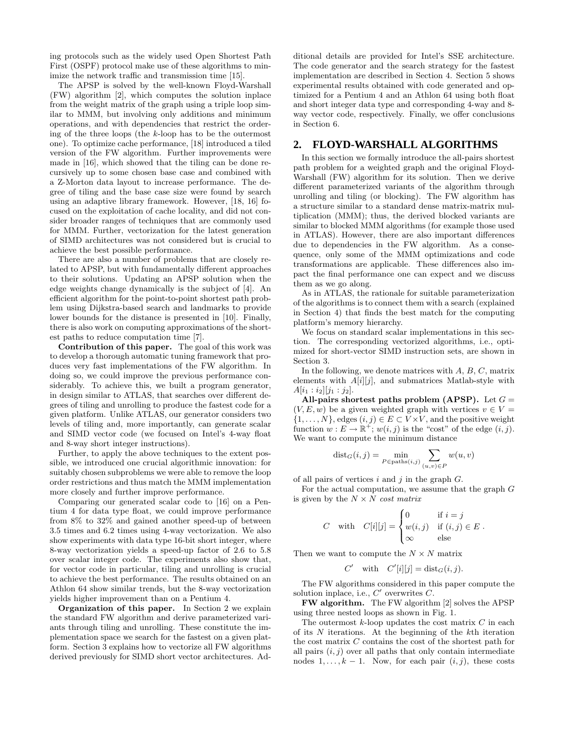ing protocols such as the widely used Open Shortest Path First (OSPF) protocol make use of these algorithms to minimize the network traffic and transmission time [15].

The APSP is solved by the well-known Floyd-Warshall (FW) algorithm [2], which computes the solution inplace from the weight matrix of the graph using a triple loop similar to MMM, but involving only additions and minimum operations, and with dependencies that restrict the ordering of the three loops (the $k$-loop has to be the outermost one). To optimize cache performance, [18] introduced a tiled version of the FW algorithm. Further improvements were made in [16], which showed that the tiling can be done recursively up to some chosen base case and combined with a Z-Morton data layout to increase performance. The degree of tiling and the base case size were found by search using an adaptive library framework. However, [18, 16] focused on the exploitation of cache locality, and did not consider broader ranges of techniques that are commonly used for MMM. Further, vectorization for the latest generation of SIMD architectures was not considered but is crucial to achieve the best possible performance.

There are also a number of problems that are closely related to APSP, but with fundamentally different approaches to their solutions. Updating an APSP solution when the edge weights change dynamically is the subject of [4]. An efficient algorithm for the point-to-point shortest path problem using Dijkstra-based search and landmarks to provide lower bounds for the distance is presented in [10]. Finally, there is also work on computing approximations of the shortest paths to reduce computation time [7].

**Contribution of this paper.** The goal of this work was to develop a thorough automatic tuning framework that produces very fast implementations of the FW algorithm. In doing so, we could improve the previous performance considerably. To achieve this, we built a program generator, in design similar to ATLAS, that searches over different degrees of tiling and unrolling to produce the fastest code for a given platform. Unlike ATLAS, our generator considers two levels of tiling and, more importantly, can generate scalar and SIMD vector code (we focused on Intel's 4-way float and 8-way short integer instructions).

Further, to apply the above techniques to the extent possible, we introduced one crucial algorithmic innovation: for suitably chosen subproblems we were able to remove the loop order restrictions and thus match the MMM implementation more closely and further improve performance.

Comparing our generated scalar code to [16] on a Pentium 4 for data type float, we could improve performance from 8% to 32% and gained another speed-up of between 3.5 times and 6.2 times using 4-way vectorization. We also show experiments with data type 16-bit short integer, where 8-way vectorization yields a speed-up factor of 2.6 to 5.8 over scalar integer code. The experiments also show that, for vector code in particular, tiling and unrolling is crucial to achieve the best performance. The results obtained on an Athlon 64 show similar trends, but the 8-way vectorization yields higher improvement than on a Pentium 4.

**Organization of this paper.** In Section 2 we explain the standard FW algorithm and derive parameterized variants through tiling and unrolling. These constitute the implementation space we search for the fastest on a given platform. Section 3 explains how to vectorize all FW algorithms derived previously for SIMD short vector architectures. Additional details are provided for Intel's SSE architecture. The code generator and the search strategy for the fastest implementation are described in Section 4. Section 5 shows experimental results obtained with code generated and optimized for a Pentium 4 and an Athlon 64 using both float and short integer data type and corresponding 4-way and 8-way vector code, respectively. Finally, we offer conclusions in Section 6.

## 2. FLOYD-WARSHALL ALGORITHMS

In this section we formally introduce the all-pairs shortest path problem for a weighted graph and the original Floyd-Warshall (FW) algorithm for its solution. Then we derive different parameterized variants of the algorithm through unrolling and tiling (or blocking). The FW algorithm has a structure similar to a standard dense matrix-matrix multiplication (MMM); thus, the derived blocked variants are similar to blocked MMM algorithms (for example those used in ATLAS). However, there are also important differences due to dependencies in the FW algorithm. As a consequence, only some of the MMM optimizations and code transformations are applicable. These differences also impact the final performance one can expect and we discuss them as we go along.

As in ATLAS, the rationale for suitable parameterization of the algorithms is to connect them with a search (explained in Section 4) that finds the best match for the computing platform's memory hierarchy.

We focus on standard scalar implementations in this section. The corresponding vectorized algorithms, i.e., optimized for short-vector SIMD instruction sets, are shown in Section 3.

In the following, we denote matrices with $A$, $B$, $C$, matrix elements with $A[i][j]$, and submatrices Matlab-style with $A[i_1 : i_2][j_1 : j_2]$.

**All-pairs shortest paths problem (APSP).** Let $G = (V, E, w)$ be a given weighted graph with vertices $v \in V = \{1, \ldots, N\}$, edges $(i, j) \in E \subset V \times V$, and the positive weight function $w : E \to \mathbb{R}^+$; $w(i, j)$ is the "cost" of the edge $(i, j)$. We want to compute the minimum distance

$$\text{dist}_G(i, j) = \min_{P \in \text{paths}(i,j)} \sum_{(u,v) \in P} w(u, v)$$

of all pairs of vertices $i$ and $j$ in the graph $G$.

For the actual computation, we assume that the graph $G$ is given by the $N \times N$ *cost matrix*

$$C \quad \text{with} \quad C[i][j] = \begin{cases} 0 & \text{if } i = j \\ w(i, j) & \text{if } (i, j) \in E \\ \infty & \text{else} \end{cases}.$$

Then we want to compute the $N \times N$ matrix

$$C' \quad \text{with} \quad C'[i][j] = \text{dist}_G(i, j).$$

The FW algorithms considered in this paper compute the solution inplace, i.e., $C'$ overwrites $C$.

**FW algorithm.** The FW algorithm [2] solves the APSP using three nested loops as shown in Fig. 1.

The outermost $k$-loop updates the cost matrix $C$ in each of its $N$ iterations. At the beginning of the $k$th iteration the cost matrix $C$ contains the cost of the shortest path for all pairs $(i, j)$ over all paths that only contain intermediate nodes $1, \ldots, k - 1$. Now, for each pair $(i, j)$, these costs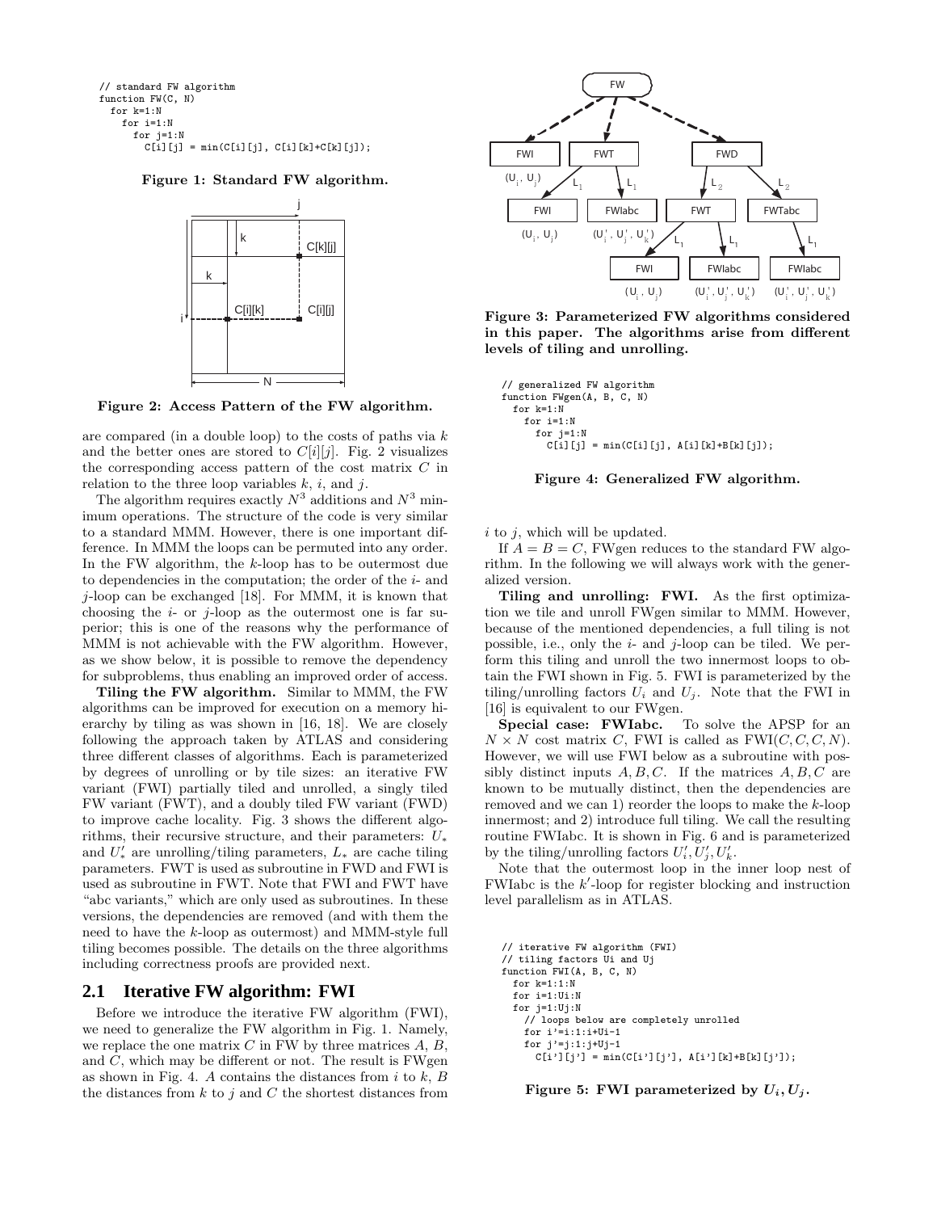```
// standard FW algorithm
function FW(C, N)
  for k=1:N
    for i=1:N
      for j=1:N
        C[i][j] = min(C[i][j], C[i][k]+C[k][j]);
```

**Figure 1: Standard FW algorithm.**

**Figure 2: Access Pattern of the FW algorithm.**

are compared (in a double loop) to the costs of paths via $k$ and the better ones are stored to $C[i][j]$. Fig. 2 visualizes the corresponding access pattern of the cost matrix $C$ in relation to the three loop variables $k$, $i$, and $j$.

The algorithm requires exactly $N^3$ additions and $N^3$ minimum operations. The structure of the code is very similar to a standard MMM. However, there is one important difference. In MMM the loops can be permuted into any order. In the FW algorithm, the $k$-loop has to be outermost due to dependencies in the computation; the order of the $i$- and $j$-loop can be exchanged [18]. For MMM, it is known that choosing the $i$- or $j$-loop as the outermost one is far superior; this is one of the reasons why the performance of MMM is not achievable with the FW algorithm. However, as we show below, it is possible to remove the dependency for subproblems, thus enabling an improved order of access.

**Tiling the FW algorithm.** Similar to MMM, the FW algorithms can be improved for execution on a memory hierarchy by tiling as was shown in [16, 18]. We are closely following the approach taken by ATLAS and considering three different classes of algorithms. Each is parameterized by degrees of unrolling or by tile sizes: an iterative FW variant (FWI) partially tiled and unrolled, a singly tiled FW variant (FWT), and a doubly tiled FW variant (FWD) to improve cache locality. Fig. 3 shows the different algorithms, their recursive structure, and their parameters: $U_*$ and $U'_*$ are unrolling/tiling parameters, $L_*$ are cache tiling parameters. FWT is used as subroutine in FWD and FWI is used as subroutine in FWT. Note that FWI and FWT have "abc variants," which are only used as subroutines. In these versions, the dependencies are removed (and with them the need to have the $k$-loop as outermost) and MMM-style full tiling becomes possible. The details on the three algorithms including correctness proofs are provided next.

## 2.1 Iterative FW algorithm: FWI

Before we introduce the iterative FW algorithm (FWI), we need to generalize the FW algorithm in Fig. 1. Namely, we replace the one matrix $C$ in FW by three matrices $A$, $B$, and $C$, which may be different or not. The result is FWgen as shown in Fig. 4. $A$ contains the distances from $i$ to $k$, $B$ the distances from $k$ to $j$ and $C$ the shortest distances from $i$ to $j$, which will be updated.

**Figure 3: Parameterized FW algorithms considered in this paper. The algorithms arise from different levels of tiling and unrolling.**

```
// generalized FW algorithm
function FWgen(A, B, C, N)
  for k=1:N
    for i=1:N
      for j=1:N
        C[i][j] = min(C[i][j], A[i][k]+B[k][j]);
```

**Figure 4: Generalized FW algorithm.**

If $A = B = C$, FWgen reduces to the standard FW algorithm. In the following we will always work with the generalized version.

**Tiling and unrolling: FWI.** As the first optimization we tile and unroll FWgen similar to MMM. However, because of the mentioned dependencies, a full tiling is not possible, i.e., only the $i$- and $j$-loop can be tiled. We perform this tiling and unroll the two innermost loops to obtain the FWI shown in Fig. 5. FWI is parameterized by the tiling/unrolling factors $U_i$ and $U_j$. Note that the FWI in [16] is equivalent to our FWgen.

**Special case: FWIabc.** To solve the APSP for an $N \times N$ cost matrix $C$, FWI is called as FWI$(C, C, C, N)$. However, we will use FWI below as a subroutine with possibly distinct inputs $A, B, C$. If the matrices $A, B, C$ are known to be mutually distinct, then the dependencies are removed and we can 1) reorder the loops to make the $k$-loop innermost; and 2) introduce full tiling. We call the resulting routine FWIabc. It is shown in Fig. 6 and is parameterized by the tiling/unrolling factors $U'_i, U'_j, U'_k$.

Note that the outermost loop in the inner loop nest of FWIabc is the $k'$-loop for register blocking and instruction level parallelism as in ATLAS.

```
// iterative FW algorithm (FWI)
// tiling factors Ui and Uj
function FWI(A, B, C, N)
  for k=1:1:N
  for i=1:Ui:N
  for j=1:Uj:N
    // loops below are completely unrolled
    for i'=i:1:i+Ui-1
    for j'=j:1:j+Uj-1
      C[i'][j'] = min(C[i'][j'], A[i'][k]+B[k][j']);
```

**Figure 5: FWI parameterized by $U_i, U_j$.**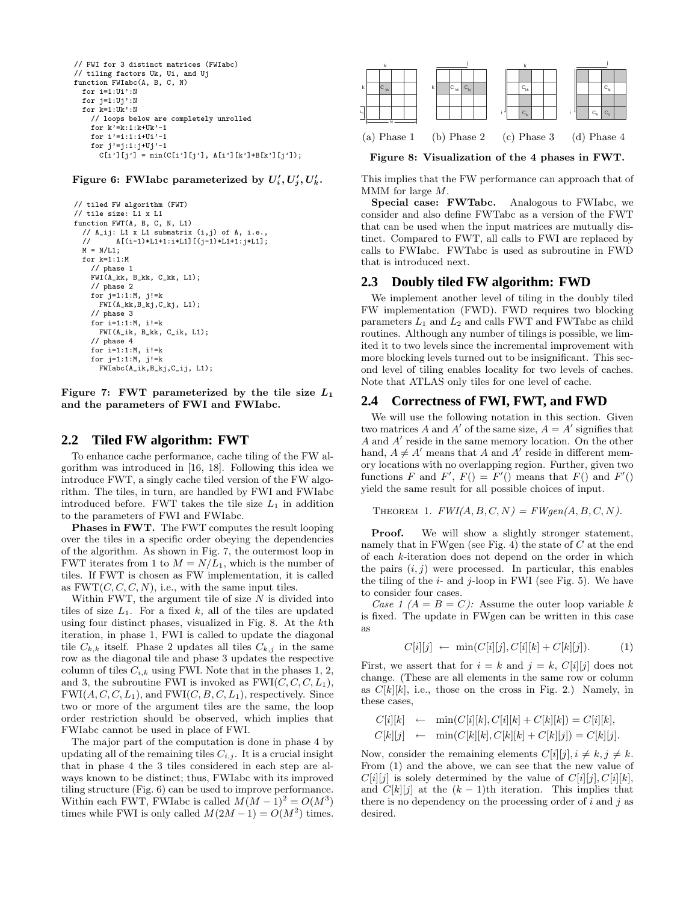```
// FWI for 3 distinct matrices (FWIabc)
// tiling factors Uk, Ui, and Uj
function FWIabc(A, B, C, N)
  for i=1:Ui':N
  for j=1:Uj':N
  for k=1:Uk':N
    // loops below are completely unrolled
    for k'=k:1:k+Uk'-1
    for i'=i:1:i+Ui'-1
    for j'=j:1:j+Uj'-1
      C[i'][j'] = min(C[i'][j'], A[i'][k']+B[k'][j']);
```

**Figure 6: FWIabc parameterized by $U_i', U_j', U_k'$.**

```
// tiled FW algorithm (FWT)
// tile size: L1 x L1
function FWT(A, B, C, N, L1)
  // A_ij: L1 x L1 submatrix (i,j) of A, i.e.,
  //     A[(i-1)*L1+1:i*L1][(j-1)*L1+1:j*L1];
  M = N/L1;
  for k=1:1:M
    // phase 1
    FWI(A_kk, B_kk, C_kk, L1);
    // phase 2
    for j=1:1:M, j!=k
      FWI(A_kk,B_kj,C_kj, L1);
    // phase 3
    for i=1:1:M, i!=k
      FWI(A_ik, B_kk, C_ik, L1);
    // phase 4
    for i=1:1:M, i!=k
    for j=1:1:M, j!=k
      FWIabc(A_ik,B_kj,C_ij, L1);
```

**Figure 7: FWT parameterized by the tile size $L_1$ and the parameters of FWI and FWIabc.**

## 2.2 Tiled FW algorithm: FWT

To enhance cache performance, cache tiling of the FW algorithm was introduced in [16, 18]. Following this idea we introduce FWT, a singly cache tiled version of the FW algorithm. The tiles, in turn, are handled by FWI and FWIabc introduced before. FWT takes the tile size $L_1$ in addition to the parameters of FWI and FWIabc.

**Phases in FWT.** The FWT computes the result looping over the tiles in a specific order obeying the dependencies of the algorithm. As shown in Fig. 7, the outermost loop in FWT iterates from 1 to $M = N/L_1$, which is the number of tiles. If FWT is chosen as FW implementation, it is called as FWT$(C, C, C, N)$, i.e., with the same input tiles.

Within FWT, the argument tile of size $N$ is divided into tiles of size $L_1$. For a fixed $k$, all of the tiles are updated using four distinct phases, visualized in Fig. 8. At the $k$th iteration, in phase 1, FWI is called to update the diagonal tile $C_{k,k}$ itself. Phase 2 updates all tiles $C_{k,j}$ in the same row as the diagonal tile and phase 3 updates the respective column of tiles $C_{i,k}$ using FWI. Note that in the phases 1, 2, and 3, the subroutine FWI is invoked as FWI$(C, C, C, L_1)$, FWI$(A, C, C, L_1)$, and FWI$(C, B, C, L_1)$, respectively. Since two or more of the argument tiles are the same, the loop order restriction should be observed, which implies that FWIabc cannot be used in place of FWI.

The major part of the computation is done in phase 4 by updating all of the remaining tiles $C_{i,j}$. It is a crucial insight that in phase 4 the 3 tiles considered in each step are always known to be distinct; thus, FWIabc with its improved tiling structure (Fig. 6) can be used to improve performance. Within each FWT, FWIabc is called $M(M-1)^2 = O(M^3)$ times while FWI is only called $M(2M-1) = O(M^2)$ times.

(a) Phase 1 (b) Phase 2 (c) Phase 3 (d) Phase 4

**Figure 8: Visualization of the 4 phases in FWT.**

This implies that the FW performance can approach that of MMM for large $M$.

**Special case: FWTabc.** Analogous to FWIabc, we consider and also define FWTabc as a version of the FWT that can be used when the input matrices are mutually distinct. Compared to FWT, all calls to FWI are replaced by calls to FWIabc. FWTabc is used as subroutine in FWD that is introduced next.

## 2.3 Doubly tiled FW algorithm: FWD

We implement another level of tiling in the doubly tiled FW implementation (FWD). FWD requires two blocking parameters $L_1$ and $L_2$ and calls FWT and FWTabc as child routines. Although any number of tilings is possible, we limited it to two levels since the incremental improvement with more blocking levels turned out to be insignificant. This second level of tiling enables locality for two levels of caches. Note that ATLAS only tiles for one level of cache.

## 2.4 Correctness of FWI, FWT, and FWD

We will use the following notation in this section. Given two matrices $A$ and $A'$ of the same size, $A = A'$ signifies that $A$ and $A'$ reside in the same memory location. On the other hand, $A \neq A'$ means that $A$ and $A'$ reside in different memory locations with no overlapping region. Further, given two functions $F$ and $F'$, $F() = F'()$ means that $F()$ and $F'()$ yield the same result for all possible choices of input.

THEOREM 1. *FWI$(A, B, C, N)$ = FWgen$(A, B, C, N)$.*

**Proof.** We will show a slightly stronger statement, namely that in FWgen (see Fig. 4) the state of $C$ at the end of each $k$-iteration does not depend on the order in which the pairs $(i, j)$ were processed. In particular, this enables the tiling of the $i$- and $j$-loop in FWI (see Fig. 5). We have to consider four cases.

*Case 1 ($A = B = C$):* Assume the outer loop variable $k$ is fixed. The update in FWgen can be written in this case as

$$C[i][j] \leftarrow \min(C[i][j], C[i][k] + C[k][j]). \quad (1)$$

First, we assert that for $i = k$ and $j = k$, $C[i][j]$ does not change. (These are all elements in the same row or column as $C[k][k]$, i.e., those on the cross in Fig. 2.) Namely, in these cases,

$$C[i][k] \leftarrow \min(C[i][k], C[i][k] + C[k][k]) = C[i][k],$$
$$C[k][j] \leftarrow \min(C[k][k], C[k][k] + C[k][j]) = C[k][j].$$

Now, consider the remaining elements $C[i][j], i \neq k, j \neq k$. From (1) and the above, we can see that the new value of $C[i][j]$ is solely determined by the value of $C[i][j], C[i][k]$, and $C[k][j]$ at the $(k-1)$th iteration. This implies that there is no dependency on the processing order of $i$ and $j$ as desired.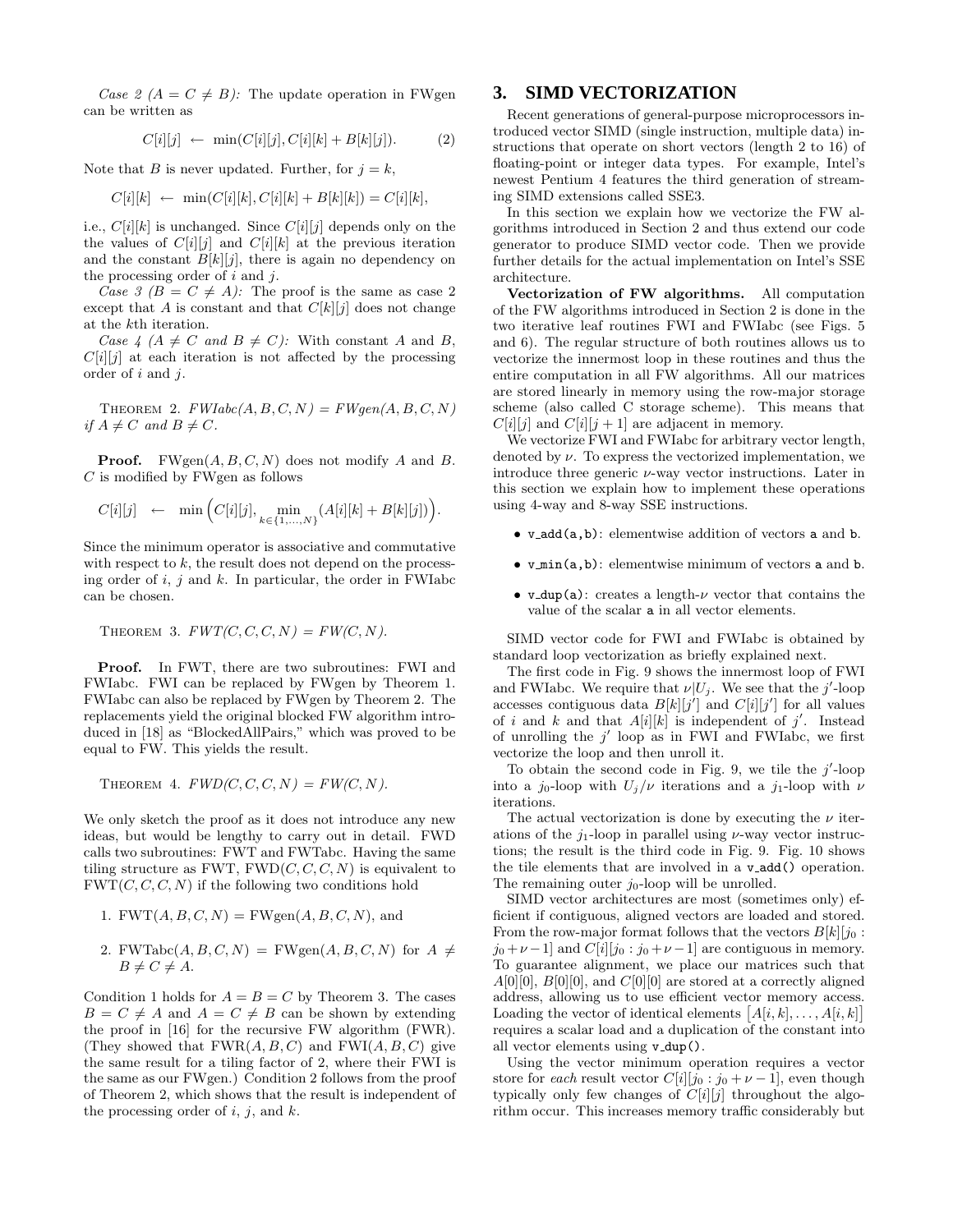*Case 2 ($A = C \neq B$):* The update operation in FWgen can be written as

$$C[i][j] \leftarrow \min(C[i][j], C[i][k] + B[k][j]). \quad (2)$$

Note that $B$ is never updated. Further, for $j = k$,

$$C[i][k] \leftarrow \min(C[i][k], C[i][k] + B[k][k]) = C[i][k],$$

i.e., $C[i][k]$ is unchanged. Since $C[i][j]$ depends only on the the values of $C[i][j]$ and $C[i][k]$ at the previous iteration and the constant $B[k][j]$, there is again no dependency on the processing order of $i$ and $j$.

*Case 3 ($B = C \neq A$):* The proof is the same as case 2 except that $A$ is constant and that $C[k][j]$ does not change at the $k$th iteration.

*Case 4 ($A \neq C$ and $B \neq C$):* With constant $A$ and $B$, $C[i][j]$ at each iteration is not affected by the processing order of $i$ and $j$.

THEOREM 2. *FWIabc(A, B, C, N) = FWgen(A, B, C, N) if $A \neq C$ and $B \neq C$.*

**Proof.** FWgen$(A, B, C, N)$ does not modify $A$ and $B$. $C$ is modified by FWgen as follows

$$C[i][j] \quad \leftarrow \quad \min\Big(C[i][j], \min_{k\in\{1,\ldots,N\}}(A[i][k] + B[k][j])\Big).$$

Since the minimum operator is associative and commutative with respect to $k$, the result does not depend on the processing order of $i$, $j$ and $k$. In particular, the order in FWIabc can be chosen.

THEOREM 3. *FWT(C, C, C, N) = FW(C, N).*

**Proof.** In FWT, there are two subroutines: FWI and FWIabc. FWI can be replaced by FWgen by Theorem 1. FWIabc can also be replaced by FWgen by Theorem 2. The replacements yield the original blocked FW algorithm introduced in [18] as "BlockedAllPairs," which was proved to be equal to FW. This yields the result.

THEOREM 4. *FWD(C, C, C, N) = FW(C, N).*

We only sketch the proof as it does not introduce any new ideas, but would be lengthy to carry out in detail. FWD calls two subroutines: FWT and FWTabc. Having the same tiling structure as FWT, FWD$(C, C, C, N)$ is equivalent to FWT$(C, C, C, N)$ if the following two conditions hold

1. FWT$(A, B, C, N)$ = FWgen$(A, B, C, N)$, and
2. FWTabc$(A, B, C, N)$ = FWgen$(A, B, C, N)$ for $A \neq B \neq C \neq A$.

Condition 1 holds for $A = B = C$ by Theorem 3. The cases $B = C \neq A$ and $A = C \neq B$ can be shown by extending the proof in [16] for the recursive FW algorithm (FWR). (They showed that FWR$(A, B, C)$ and FWI$(A, B, C)$ give the same result for a tiling factor of 2, where their FWI is the same as our FWgen.) Condition 2 follows from the proof of Theorem 2, which shows that the result is independent of the processing order of $i$, $j$, and $k$.

## 3. SIMD VECTORIZATION

Recent generations of general-purpose microprocessors introduced vector SIMD (single instruction, multiple data) instructions that operate on short vectors (length 2 to 16) of floating-point or integer data types. For example, Intel's newest Pentium 4 features the third generation of streaming SIMD extensions called SSE3.

In this section we explain how we vectorize the FW algorithms introduced in Section 2 and thus extend our code generator to produce SIMD vector code. Then we provide further details for the actual implementation on Intel's SSE architecture.

**Vectorization of FW algorithms.** All computation of the FW algorithms introduced in Section 2 is done in the two iterative leaf routines FWI and FWIabc (see Figs. 5 and 6). The regular structure of both routines allows us to vectorize the innermost loop in these routines and thus the entire computation in all FW algorithms. All our matrices are stored linearly in memory using the row-major storage scheme (also called C storage scheme). This means that $C[i][j]$ and $C[i][j+1]$ are adjacent in memory.

We vectorize FWI and FWIabc for arbitrary vector length, denoted by $\nu$. To express the vectorized implementation, we introduce three generic $\nu$-way vector instructions. Later in this section we explain how to implement these operations using 4-way and 8-way SSE instructions.

- `v_add(a,b)`: elementwise addition of vectors `a` and `b`.
- `v_min(a,b)`: elementwise minimum of vectors `a` and `b`.
- `v_dup(a)`: creates a length-$\nu$ vector that contains the value of the scalar `a` in all vector elements.

SIMD vector code for FWI and FWIabc is obtained by standard loop vectorization as briefly explained next.

The first code in Fig. 9 shows the innermost loop of FWI and FWIabc. We require that $\nu | U_j$. We see that the $j'$-loop accesses contiguous data $B[k][j']$ and $C[i][j']$ for all values of $i$ and $k$ and that $A[i][k]$ is independent of $j'$. Instead of unrolling the $j'$ loop as in FWI and FWIabc, we first vectorize the loop and then unroll it.

To obtain the second code in Fig. 9, we tile the $j'$-loop into a $j_0$-loop with $U_j/\nu$ iterations and a $j_1$-loop with $\nu$ iterations.

The actual vectorization is done by executing the $\nu$ iterations of the $j_1$-loop in parallel using $\nu$-way vector instructions; the result is the third code in Fig. 9. Fig. 10 shows the tile elements that are involved in a `v_add()` operation. The remaining outer $j_0$-loop will be unrolled.

SIMD vector architectures are most (sometimes only) efficient if contiguous, aligned vectors are loaded and stored. From the row-major format follows that the vectors $B[k][j_0 : j_0+\nu-1]$ and $C[i][j_0 : j_0+\nu-1]$ are contiguous in memory. To guarantee alignment, we place our matrices such that $A[0][0]$, $B[0][0]$, and $C[0][0]$ are stored at a correctly aligned address, allowing us to use efficient vector memory access. Loading the vector of identical elements $\big[A[i,k], \ldots, A[i,k]\big]$ requires a scalar load and a duplication of the constant into all vector elements using `v_dup()`.

Using the vector minimum operation requires a vector store for *each* result vector $C[i][j_0 : j_0+\nu-1]$, even though typically only few changes of $C[i][j]$ throughout the algorithm occur. This increases memory traffic considerably but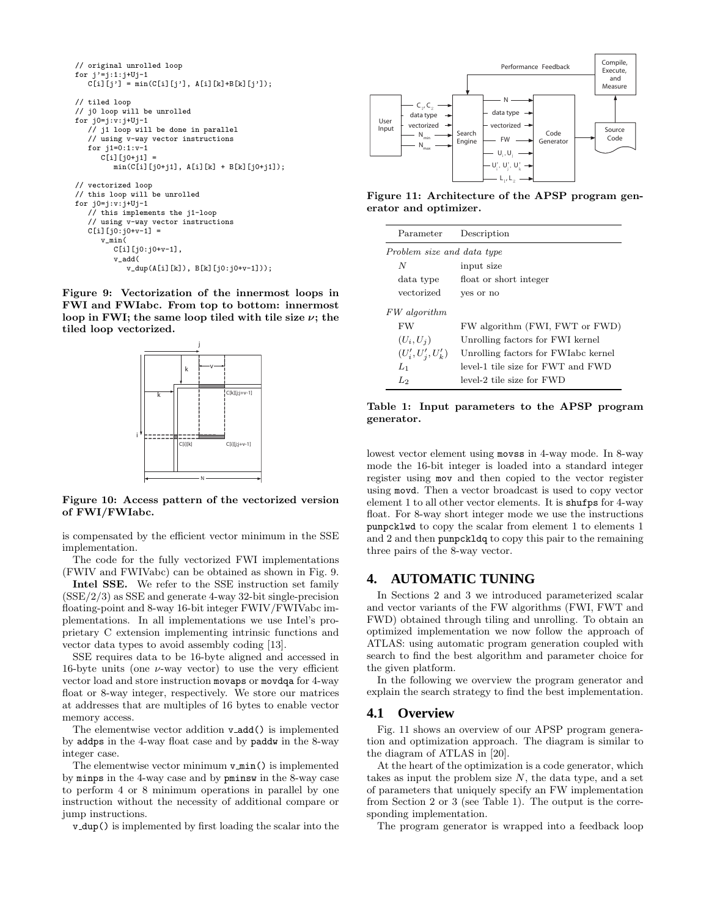```
// original unrolled loop
for j'=j:1:j+Uj-1
   C[i][j'] = min(C[i][j'], A[i][k]+B[k][j']);

// tiled loop
// j0 loop will be unrolled
for j0=j:v:j+Uj-1
   // j1 loop will be done in parallel
   // using v-way vector instructions
   for j1=0:1:v-1
      C[i][j0+j1] =
         min(C[i][j0+j1], A[i][k] + B[k][j0+j1]);

// vectorized loop
// this loop will be unrolled
for j0=j:v:j+Uj-1
   // this implements the j1-loop
   // using v-way vector instructions
   C[i][j0:j0+v-1] =
      v_min(
         C[i][j0:j0+v-1],
         v_add(
            v_dup(A[i][k]), B[k][j0:j0+v-1]));
```

**Figure 9: Vectorization of the innermost loops in FWI and FWIabc. From top to bottom: innermost loop in FWI; the same loop tiled with tile size $\nu$; the tiled loop vectorized.**

**Figure 10: Access pattern of the vectorized version of FWI/FWIabc.**

is compensated by the efficient vector minimum in the SSE implementation.

The code for the fully vectorized FWI implementations (FWIV and FWIVabc) can be obtained as shown in Fig. 9.

**Intel SSE.** We refer to the SSE instruction set family (SSE/2/3) as SSE and generate 4-way 32-bit single-precision floating-point and 8-way 16-bit integer FWIV/FWIVabc implementations. In all implementations we use Intel's proprietary C extension implementing intrinsic functions and vector data types to avoid assembly coding [13].

SSE requires data to be 16-byte aligned and accessed in 16-byte units (one $\nu$-way vector) to use the very efficient vector load and store instruction `movaps` or `movdqa` for 4-way float or 8-way integer, respectively. We store our matrices at addresses that are multiples of 16 bytes to enable vector memory access.

The elementwise vector addition `v_add()` is implemented by `addps` in the 4-way float case and by `paddw` in the 8-way integer case.

The elementwise vector minimum `v_min()` is implemented by `minps` in the 4-way case and by `pminsw` in the 8-way case to perform 4 or 8 minimum operations in parallel by one instruction without the necessity of additional compare or jump instructions.

`v_dup()` is implemented by first loading the scalar into the lowest vector element using `movss` in 4-way mode. In 8-way mode the 16-bit integer is loaded into a standard integer register using `mov` and then copied to the vector register using `movd`. Then a vector broadcast is used to copy vector element 1 to all other vector elements. It is `shufps` for 4-way float. For 8-way short integer mode we use the instructions `punpcklwd` to copy the scalar from element 1 to elements 1 and 2 and then `punpckldq` to copy this pair to the remaining three pairs of the 8-way vector.

**Figure 11: Architecture of the APSP program generator and optimizer.**

| Parameter | Description |
|---|---|
| *Problem size and data type* | |
| $N$ | input size |
| data type | float or short integer |
| vectorized | yes or no |
| *FW algorithm* | |
| FW | FW algorithm (FWI, FWT or FWD) |
| $(U_i, U_j)$ | Unrolling factors for FWI kernel |
| $(U'_i, U'_j, U'_k)$ | Unrolling factors for FWIabc kernel |
| $L_1$ | level-1 tile size for FWT and FWD |
| $L_2$ | level-2 tile size for FWD |

**Table 1: Input parameters to the APSP program generator.**

# 4. AUTOMATIC TUNING

In Sections 2 and 3 we introduced parameterized scalar and vector variants of the FW algorithms (FWI, FWT and FWD) obtained through tiling and unrolling. To obtain an optimized implementation we now follow the approach of ATLAS: using automatic program generation coupled with search to find the best algorithm and parameter choice for the given platform.

In the following we overview the program generator and explain the search strategy to find the best implementation.

## 4.1 Overview

Fig. 11 shows an overview of our APSP program generation and optimization approach. The diagram is similar to the diagram of ATLAS in [20].

At the heart of the optimization is a code generator, which takes as input the problem size $N$, the data type, and a set of parameters that uniquely specify an FW implementation from Section 2 or 3 (see Table 1). The output is the corresponding implementation.

The program generator is wrapped into a feedback loop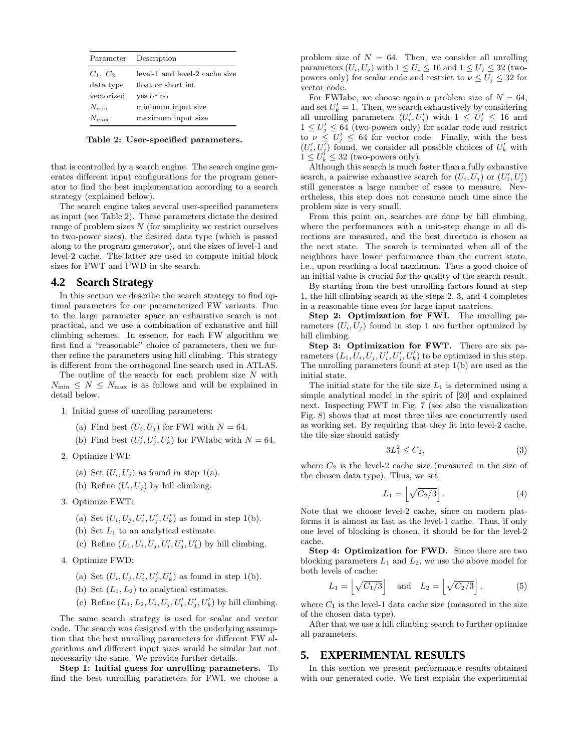| Parameter | Description |
|---|---|
| $C_1,\ C_2$ | level-1 and level-2 cache size |
| data type | float or short int |
| vectorized | yes or no |
| $N_{\min}$ | minimum input size |
| $N_{\max}$ | maximum input size |

**Table 2: User-specified parameters.**

that is controlled by a search engine. The search engine generates different input configurations for the program generator to find the best implementation according to a search strategy (explained below).

The search engine takes several user-specified parameters as input (see Table 2). These parameters dictate the desired range of problem sizes $N$ (for simplicity we restrict ourselves to two-power sizes), the desired data type (which is passed along to the program generator), and the sizes of level-1 and level-2 cache. The latter are used to compute initial block sizes for FWT and FWD in the search.

## 4.2 Search Strategy

In this section we describe the search strategy to find optimal parameters for our parameterized FW variants. Due to the large parameter space an exhaustive search is not practical, and we use a combination of exhaustive and hill climbing schemes. In essence, for each FW algorithm we first find a "reasonable" choice of parameters, then we further refine the parameters using hill climbing. This strategy is different from the orthogonal line search used in ATLAS.

The outline of the search for each problem size $N$ with $N_{\min} \le N \le N_{\max}$ is as follows and will be explained in detail below.

1. Initial guess of unrolling parameters:
   (a) Find best $(U_i, U_j)$ for FWI with $N = 64$.
   (b) Find best $(U_i', U_j', U_k')$ for FWIabc with $N = 64$.
2. Optimize FWI:
   (a) Set $(U_i, U_j)$ as found in step 1(a).
   (b) Refine $(U_i, U_j)$ by hill climbing.
3. Optimize FWT:
   (a) Set $(U_i, U_j, U_i', U_j', U_k')$ as found in step 1(b).
   (b) Set $L_1$ to an analytical estimate.
   (c) Refine $(L_1, U_i, U_j, U_i', U_j', U_k')$ by hill climbing.
4. Optimize FWD:
   (a) Set $(U_i, U_j, U_i', U_j', U_k')$ as found in step 1(b).
   (b) Set $(L_1, L_2)$ to analytical estimates.
   (c) Refine $(L_1, L_2, U_i, U_j, U_i', U_j', U_k')$ by hill climbing.

The same search strategy is used for scalar and vector code. The search was designed with the underlying assumption that the best unrolling parameters for different FW algorithms and different input sizes would be similar but not necessarily the same. We provide further details.

**Step 1: Initial guess for unrolling parameters.** To find the best unrolling parameters for FWI, we choose a problem size of $N = 64$. Then, we consider all unrolling parameters $(U_i, U_j)$ with $1 \le U_i \le 16$ and $1 \le U_j \le 32$ (two-powers only) for scalar code and restrict to $\nu \le U_j \le 32$ for vector code.

For FWIabc, we choose again a problem size of $N = 64$, and set $U_k' = 1$. Then, we search exhaustively by considering all unrolling parameters $(U_i', U_j')$ with $1 \le U_i' \le 16$ and $1 \le U_j' \le 64$ (two-powers only) for scalar code and restrict to $\nu \le U_j' \le 64$ for vector code. Finally, with the best $(U_i', U_j')$ found, we consider all possible choices of $U_k'$ with $1 \le U_k' \le 32$ (two-powers only).

Although this search is much faster than a fully exhaustive search, a pairwise exhaustive search for $(U_i, U_j)$ or $(U_i', U_j')$ still generates a large number of cases to measure. Nevertheless, this step does not consume much time since the problem size is very small.

From this point on, searches are done by hill climbing, where the performances with a unit-step change in all directions are measured, and the best direction is chosen as the next state. The search is terminated when all of the neighbors have lower performance than the current state, i.e., upon reaching a local maximum. Thus a good choice of an initial value is crucial for the quality of the search result.

By starting from the best unrolling factors found at step 1, the hill climbing search at the steps 2, 3, and 4 completes in a reasonable time even for large input matrices.

**Step 2: Optimization for FWI.** The unrolling parameters $(U_i, U_j)$ found in step 1 are further optimized by hill climbing.

**Step 3: Optimization for FWT.** There are six parameters $(L_1, U_i, U_j, U_i', U_j', U_k')$ to be optimized in this step. The unrolling parameters found at step 1(b) are used as the initial state.

The initial state for the tile size $L_1$ is determined using a simple analytical model in the spirit of [20] and explained next. Inspecting FWT in Fig. 7 (see also the visualization Fig. 8) shows that at most three tiles are concurrently used as working set. By requiring that they fit into level-2 cache, the tile size should satisfy

$$3L_1^2 \le C_2, \tag{3}$$

where $C_2$ is the level-2 cache size (measured in the size of the chosen data type). Thus, we set

$$L_1 = \left\lfloor \sqrt{C_2/3} \right\rfloor. \tag{4}$$

Note that we choose level-2 cache, since on modern platforms it is almost as fast as the level-1 cache. Thus, if only one level of blocking is chosen, it should be for the level-2 cache.

**Step 4: Optimization for FWD.** Since there are two blocking parameters $L_1$ and $L_2$, we use the above model for both levels of cache:

$$L_1 = \left\lfloor \sqrt{C_1/3} \right\rfloor \quad \text{and} \quad L_2 = \left\lfloor \sqrt{C_2/3} \right\rfloor, \tag{5}$$

where $C_1$ is the level-1 data cache size (measured in the size of the chosen data type).

After that we use a hill climbing search to further optimize all parameters.

# 5. EXPERIMENTAL RESULTS

In this section we present performance results obtained with our generated code. We first explain the experimental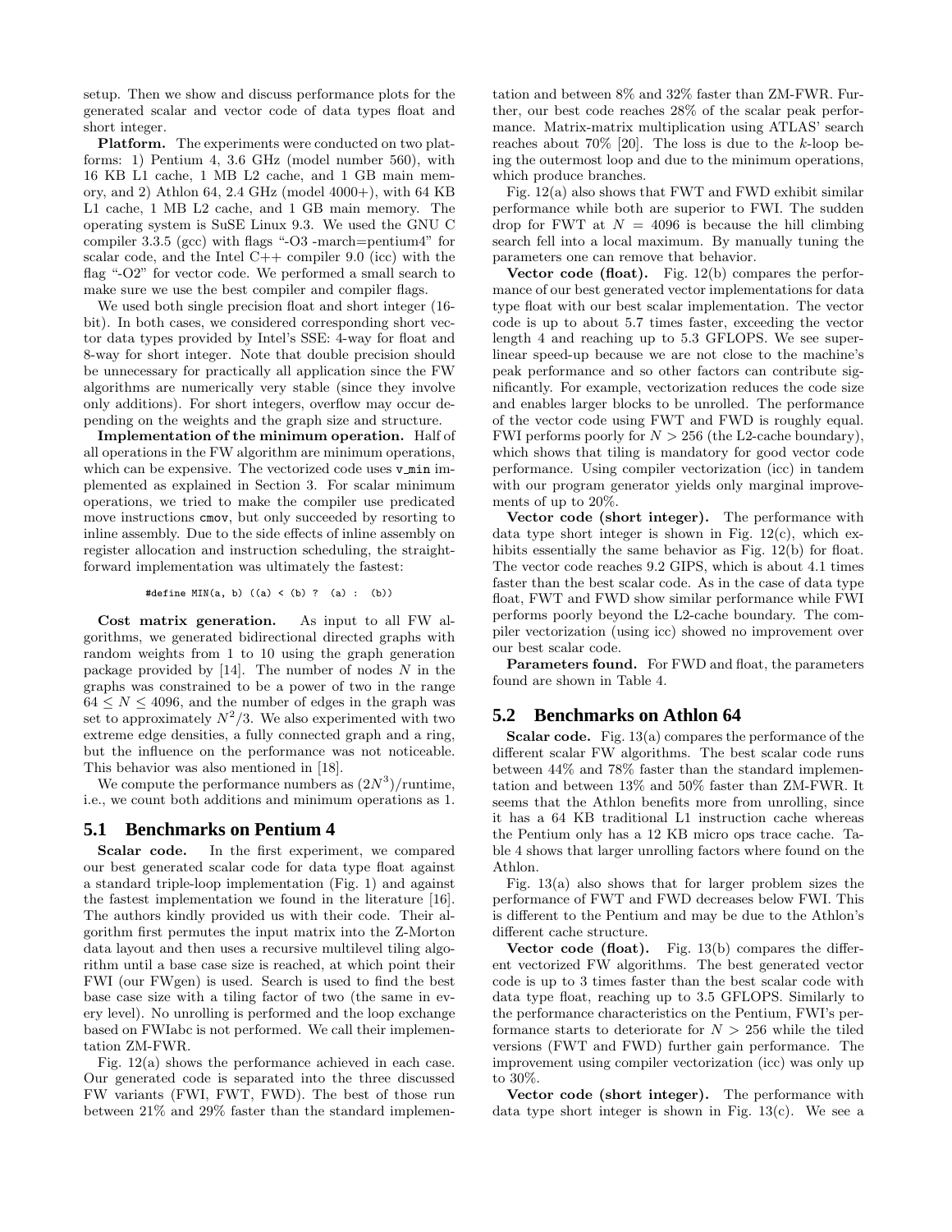setup. Then we show and discuss performance plots for the generated scalar and vector code of data types float and short integer.

**Platform.** The experiments were conducted on two platforms: 1) Pentium 4, 3.6 GHz (model number 560), with 16 KB L1 cache, 1 MB L2 cache, and 1 GB main memory, and 2) Athlon 64, 2.4 GHz (model 4000+), with 64 KB L1 cache, 1 MB L2 cache, and 1 GB main memory. The operating system is SuSE Linux 9.3. We used the GNU C compiler 3.3.5 (gcc) with flags "-O3 -march=pentium4" for scalar code, and the Intel C++ compiler 9.0 (icc) with the flag "-O2" for vector code. We performed a small search to make sure we use the best compiler and compiler flags.

We used both single precision float and short integer (16-bit). In both cases, we considered corresponding short vector data types provided by Intel's SSE: 4-way for float and 8-way for short integer. Note that double precision should be unnecessary for practically all application since the FW algorithms are numerically very stable (since they involve only additions). For short integers, overflow may occur depending on the weights and the graph size and structure.

**Implementation of the minimum operation.** Half of all operations in the FW algorithm are minimum operations, which can be expensive. The vectorized code uses `v_min` implemented as explained in Section 3. For scalar minimum operations, we tried to make the compiler use predicated move instructions `cmov`, but only succeeded by resorting to inline assembly. Due to the side effects of inline assembly on register allocation and instruction scheduling, the straightforward implementation was ultimately the fastest:

```
#define MIN(a, b) ((a) < (b) ?  (a) :  (b))
```

**Cost matrix generation.** As input to all FW algorithms, we generated bidirectional directed graphs with random weights from 1 to 10 using the graph generation package provided by [14]. The number of nodes $N$ in the graphs was constrained to be a power of two in the range $64 \leq N \leq 4096$, and the number of edges in the graph was set to approximately $N^2/3$. We also experimented with two extreme edge densities, a fully connected graph and a ring, but the influence on the performance was not noticeable. This behavior was also mentioned in [18].

We compute the performance numbers as $(2N^3)$/runtime, i.e., we count both additions and minimum operations as 1.

## 5.1 Benchmarks on Pentium 4

**Scalar code.** In the first experiment, we compared our best generated scalar code for data type float against a standard triple-loop implementation (Fig. 1) and against the fastest implementation we found in the literature [16]. The authors kindly provided us with their code. Their algorithm first permutes the input matrix into the Z-Morton data layout and then uses a recursive multilevel tiling algorithm until a base case size is reached, at which point their FWI (our FWgen) is used. Search is used to find the best base case size with a tiling factor of two (the same in every level). No unrolling is performed and the loop exchange based on FWIabc is not performed. We call their implementation ZM-FWR.

Fig. 12(a) shows the performance achieved in each case. Our generated code is separated into the three discussed FW variants (FWI, FWT, FWD). The best of those run between 21% and 29% faster than the standard implementation and between 8% and 32% faster than ZM-FWR. Further, our best code reaches 28% of the scalar peak performance. Matrix-matrix multiplication using ATLAS' search reaches about 70% [20]. The loss is due to the $k$-loop being the outermost loop and due to the minimum operations, which produce branches.

Fig. 12(a) also shows that FWT and FWD exhibit similar performance while both are superior to FWI. The sudden drop for FWT at $N = 4096$ is because the hill climbing search fell into a local maximum. By manually tuning the parameters one can remove that behavior.

**Vector code (float).** Fig. 12(b) compares the performance of our best generated vector implementations for data type float with our best scalar implementation. The vector code is up to about 5.7 times faster, exceeding the vector length 4 and reaching up to 5.3 GFLOPS. We see super-linear speed-up because we are not close to the machine's peak performance and so other factors can contribute significantly. For example, vectorization reduces the code size and enables larger blocks to be unrolled. The performance of the vector code using FWT and FWD is roughly equal. FWI performs poorly for $N > 256$ (the L2-cache boundary), which shows that tiling is mandatory for good vector code performance. Using compiler vectorization (icc) in tandem with our program generator yields only marginal improvements of up to 20%.

**Vector code (short integer).** The performance with data type short integer is shown in Fig. 12(c), which exhibits essentially the same behavior as Fig. 12(b) for float. The vector code reaches 9.2 GIPS, which is about 4.1 times faster than the best scalar code. As in the case of data type float, FWT and FWD show similar performance while FWI performs poorly beyond the L2-cache boundary. The compiler vectorization (using icc) showed no improvement over our best scalar code.

**Parameters found.** For FWD and float, the parameters found are shown in Table 4.

## 5.2 Benchmarks on Athlon 64

**Scalar code.** Fig. 13(a) compares the performance of the different scalar FW algorithms. The best scalar code runs between 44% and 78% faster than the standard implementation and between 13% and 50% faster than ZM-FWR. It seems that the Athlon benefits more from unrolling, since it has a 64 KB traditional L1 instruction cache whereas the Pentium only has a 12 KB micro ops trace cache. Table 4 shows that larger unrolling factors where found on the Athlon.

Fig. 13(a) also shows that for larger problem sizes the performance of FWT and FWD decreases below FWI. This is different to the Pentium and may be due to the Athlon's different cache structure.

**Vector code (float).** Fig. 13(b) compares the different vectorized FW algorithms. The best generated vector code is up to 3 times faster than the best scalar code with data type float, reaching up to 3.5 GFLOPS. Similarly to the performance characteristics on the Pentium, FWI's performance starts to deteriorate for $N > 256$ while the tiled versions (FWT and FWD) further gain performance. The improvement using compiler vectorization (icc) was only up to 30%.

**Vector code (short integer).** The performance with data type short integer is shown in Fig. 13(c). We see a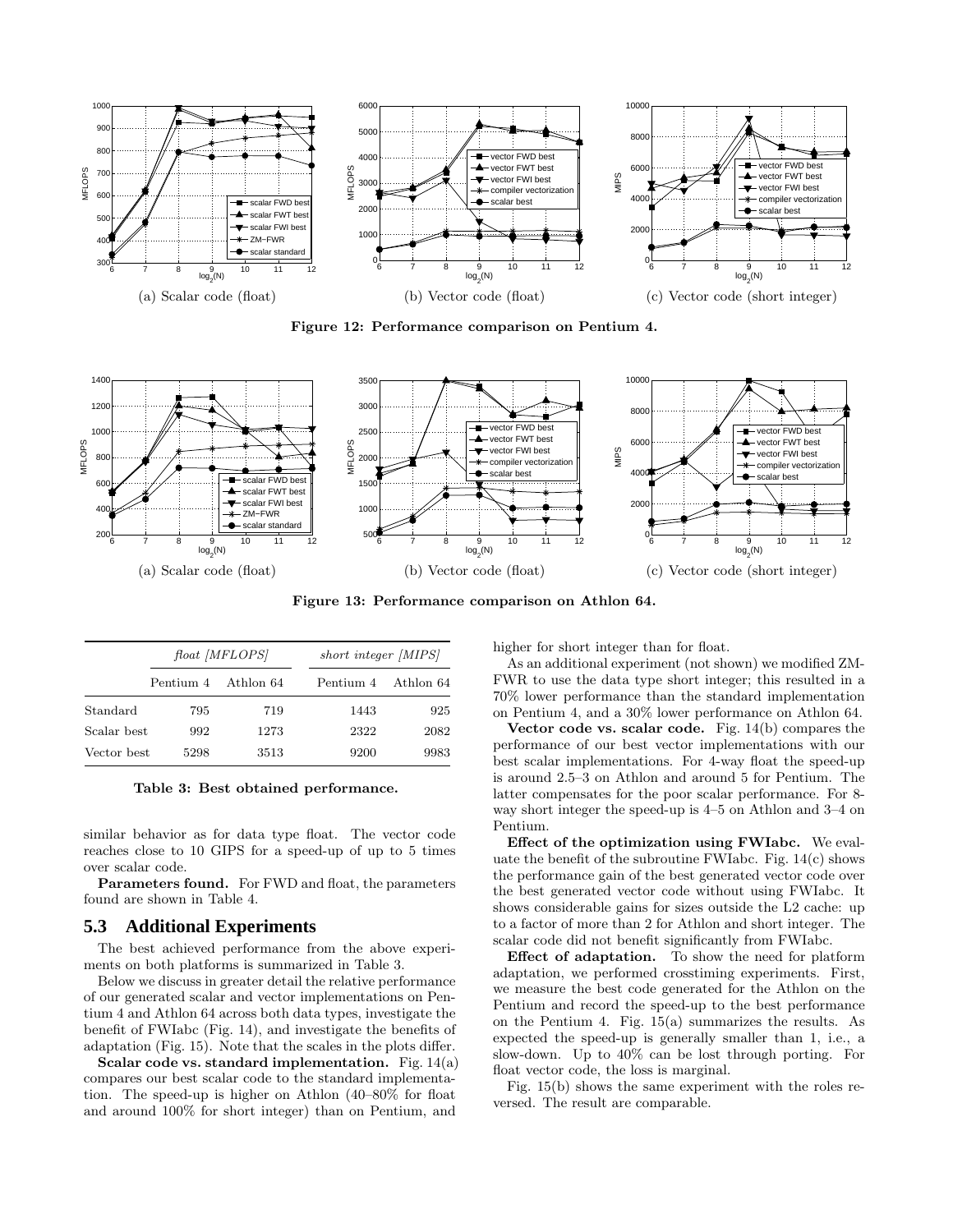(a) Scalar code (float)

(b) Vector code (float)

(c) Vector code (short integer)

**Figure 12: Performance comparison on Pentium 4.**

(a) Scalar code (float)

(b) Vector code (float)

(c) Vector code (short integer)

**Figure 13: Performance comparison on Athlon 64.**

| | *float [MFLOPS]* | | *short integer [MIPS]* | |
|---|---|---|---|---|
| | Pentium 4 | Athlon 64 | Pentium 4 | Athlon 64 |
| Standard | 795 | 719 | 1443 | 925 |
| Scalar best | 992 | 1273 | 2322 | 2082 |
| Vector best | 5298 | 3513 | 9200 | 9983 |

**Table 3: Best obtained performance.**

similar behavior as for data type float. The vector code reaches close to 10 GIPS for a speed-up of up to 5 times over scalar code.

**Parameters found.** For FWD and float, the parameters found are shown in Table 4.

## 5.3 Additional Experiments

The best achieved performance from the above experiments on both platforms is summarized in Table 3.

Below we discuss in greater detail the relative performance of our generated scalar and vector implementations on Pentium 4 and Athlon 64 across both data types, investigate the benefit of FWIabc (Fig. 14), and investigate the benefits of adaptation (Fig. 15). Note that the scales in the plots differ.

**Scalar code vs. standard implementation.** Fig. 14(a) compares our best scalar code to the standard implementation. The speed-up is higher on Athlon (40–80% for float and around 100% for short integer) than on Pentium, and higher for short integer than for float.

As an additional experiment (not shown) we modified ZM-FWR to use the data type short integer; this resulted in a 70% lower performance than the standard implementation on Pentium 4, and a 30% lower performance on Athlon 64.

**Vector code vs. scalar code.** Fig. 14(b) compares the performance of our best vector implementations with our best scalar implementations. For 4-way float the speed-up is around 2.5–3 on Athlon and around 5 for Pentium. The latter compensates for the poor scalar performance. For 8-way short integer the speed-up is 4–5 on Athlon and 3–4 on Pentium.

**Effect of the optimization using FWIabc.** We evaluate the benefit of the subroutine FWIabc. Fig. 14(c) shows the performance gain of the best generated vector code over the best generated vector code without using FWIabc. It shows considerable gains for sizes outside the L2 cache: up to a factor of more than 2 for Athlon and short integer. The scalar code did not benefit significantly from FWIabc.

**Effect of adaptation.** To show the need for platform adaptation, we performed crosstiming experiments. First, we measure the best code generated for the Athlon on the Pentium and record the speed-up to the best performance on the Pentium 4. Fig. 15(a) summarizes the results. As expected the speed-up is generally smaller than 1, i.e., a slow-down. Up to 40% can be lost through porting. For float vector code, the loss is marginal.

Fig. 15(b) shows the same experiment with the roles reversed. The result are comparable.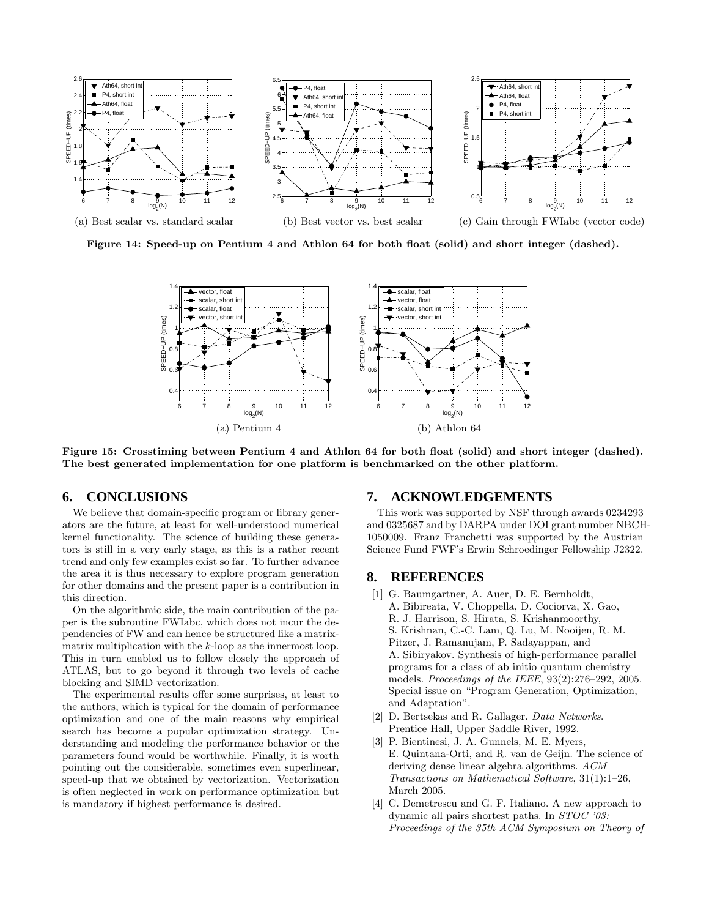(a) Best scalar vs. standard scalar

(b) Best vector vs. best scalar

(c) Gain through FWIabc (vector code)

**Figure 14: Speed-up on Pentium 4 and Athlon 64 for both float (solid) and short integer (dashed).**

(a) Pentium 4

(b) Athlon 64

**Figure 15: Crosstiming between Pentium 4 and Athlon 64 for both float (solid) and short integer (dashed). The best generated implementation for one platform is benchmarked on the other platform.**

## 6. CONCLUSIONS

We believe that domain-specific program or library generators are the future, at least for well-understood numerical kernel functionality. The science of building these generators is still in a very early stage, as this is a rather recent trend and only few examples exist so far. To further advance the area it is thus necessary to explore program generation for other domains and the present paper is a contribution in this direction.

On the algorithmic side, the main contribution of the paper is the subroutine FWIabc, which does not incur the dependencies of FW and can hence be structured like a matrix-matrix multiplication with the $k$-loop as the innermost loop. This in turn enabled us to follow closely the approach of ATLAS, but to go beyond it through two levels of cache blocking and SIMD vectorization.

The experimental results offer some surprises, at least to the authors, which is typical for the domain of performance optimization and one of the main reasons why empirical search has become a popular optimization strategy. Understanding and modeling the performance behavior or the parameters found would be worthwhile. Finally, it is worth pointing out the considerable, sometimes even superlinear, speed-up that we obtained by vectorization. Vectorization is often neglected in work on performance optimization but is mandatory if highest performance is desired.

## 7. ACKNOWLEDGEMENTS

This work was supported by NSF through awards 0234293 and 0325687 and by DARPA under DOI grant number NBCH-1050009. Franz Franchetti was supported by the Austrian Science Fund FWF's Erwin Schroedinger Fellowship J2322.

## 8. REFERENCES

[1] G. Baumgartner, A. Auer, D. E. Bernholdt, A. Bibireata, V. Choppella, D. Cociorva, X. Gao, R. J. Harrison, S. Hirata, S. Krishanmoorthy, S. Krishnan, C.-C. Lam, Q. Lu, M. Nooijen, R. M. Pitzer, J. Ramanujam, P. Sadayappan, and A. Sibiryakov. Synthesis of high-performance parallel programs for a class of ab initio quantum chemistry models. *Proceedings of the IEEE*, 93(2):276–292, 2005. Special issue on "Program Generation, Optimization, and Adaptation".

[2] D. Bertsekas and R. Gallager. *Data Networks*. Prentice Hall, Upper Saddle River, 1992.

[3] P. Bientinesi, J. A. Gunnels, M. E. Myers, E. Quintana-Orti, and R. van de Geijn. The science of deriving dense linear algebra algorithms. *ACM Transactions on Mathematical Software*, 31(1):1–26, March 2005.

[4] C. Demetrescu and G. F. Italiano. A new approach to dynamic all pairs shortest paths. In *STOC '03: Proceedings of the 35th ACM Symposium on Theory of*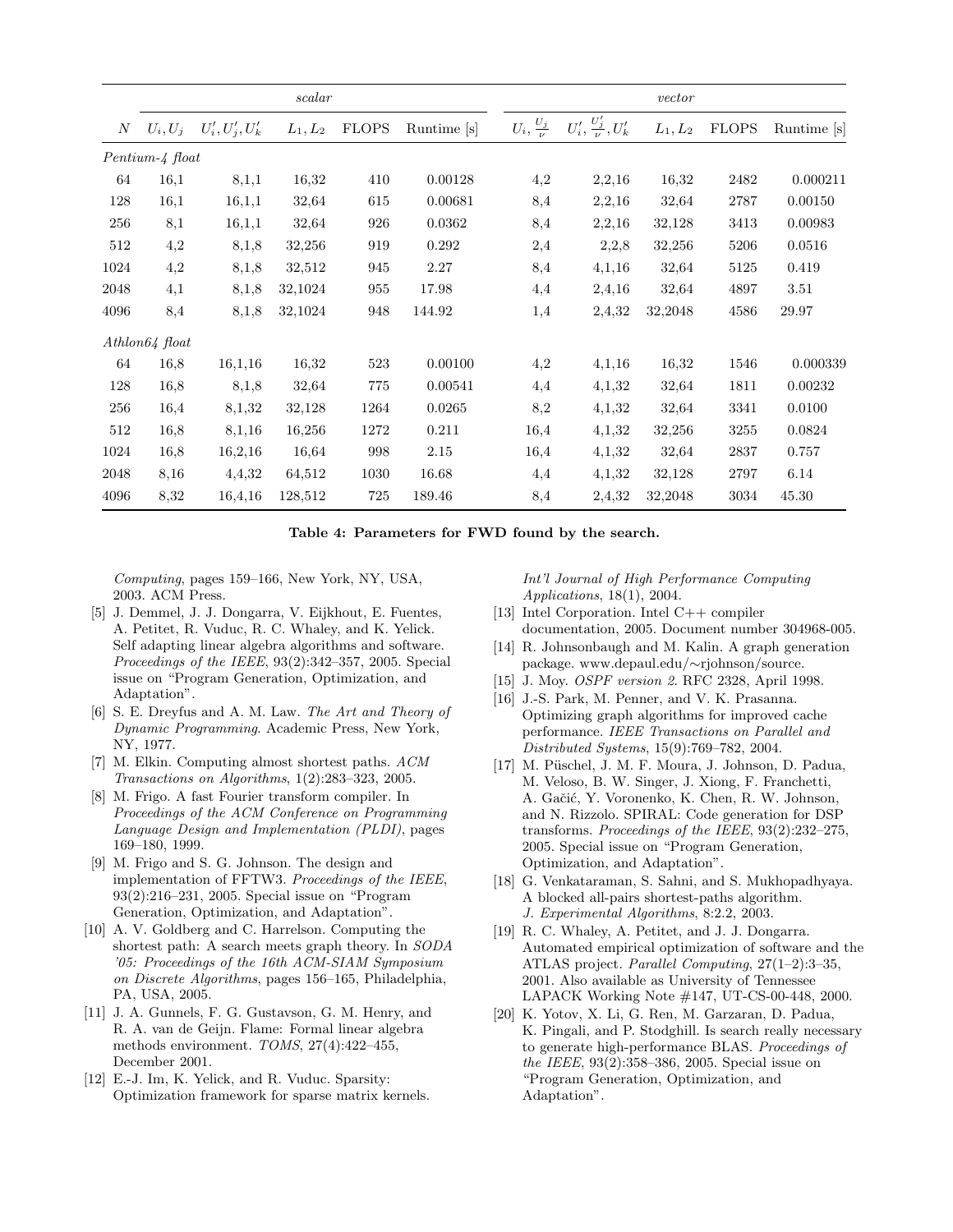| | *scalar* | | | | | *vector* | | | | |
|---|---|---|---|---|---|---|---|---|---|---|
| $N$ | $U_i, U_j$ | $U_i', U_j', U_k'$ | $L_1, L_2$ | FLOPS | Runtime [s] | $U_i, \frac{U_j}{\nu}$ | $U_i', \frac{U_j'}{\nu}, U_k'$ | $L_1, L_2$ | FLOPS | Runtime [s] |
| *Pentium-4 float* | | | | | | | | | | |
| 64 | 16,1 | 8,1,1 | 16,32 | 410 | 0.00128 | 4,2 | 2,2,16 | 16,32 | 2482 | 0.000211 |
| 128 | 16,1 | 16,1,1 | 32,64 | 615 | 0.00681 | 8,4 | 2,2,16 | 32,64 | 2787 | 0.00150 |
| 256 | 8,1 | 16,1,1 | 32,64 | 926 | 0.0362 | 8,4 | 2,2,16 | 32,128 | 3413 | 0.00983 |
| 512 | 4,2 | 8,1,8 | 32,256 | 919 | 0.292 | 2,4 | 2,2,8 | 32,256 | 5206 | 0.0516 |
| 1024 | 4,2 | 8,1,8 | 32,512 | 945 | 2.27 | 8,4 | 4,1,16 | 32,64 | 5125 | 0.419 |
| 2048 | 4,1 | 8,1,8 | 32,1024 | 955 | 17.98 | 4,4 | 2,4,16 | 32,64 | 4897 | 3.51 |
| 4096 | 8,4 | 8,1,8 | 32,1024 | 948 | 144.92 | 1,4 | 2,4,32 | 32,2048 | 4586 | 29.97 |
| *Athlon64 float* | | | | | | | | | | |
| 64 | 16,8 | 16,1,16 | 16,32 | 523 | 0.00100 | 4,2 | 4,1,16 | 16,32 | 1546 | 0.000339 |
| 128 | 16,8 | 8,1,8 | 32,64 | 775 | 0.00541 | 4,4 | 4,1,32 | 32,64 | 1811 | 0.00232 |
| 256 | 16,4 | 8,1,32 | 32,128 | 1264 | 0.0265 | 8,2 | 4,1,32 | 32,64 | 3341 | 0.0100 |
| 512 | 16,8 | 8,1,16 | 16,256 | 1272 | 0.211 | 16,4 | 4,1,32 | 32,256 | 3255 | 0.0824 |
| 1024 | 16,8 | 16,2,16 | 16,64 | 998 | 2.15 | 16,4 | 4,1,32 | 32,64 | 2837 | 0.757 |
| 2048 | 8,16 | 4,4,32 | 64,512 | 1030 | 16.68 | 4,4 | 4,1,32 | 32,128 | 2797 | 6.14 |
| 4096 | 8,32 | 16,4,16 | 128,512 | 725 | 189.46 | 8,4 | 2,4,32 | 32,2048 | 3034 | 45.30 |

**Table 4: Parameters for FWD found by the search.**

*Computing*, pages 159–166, New York, NY, USA, 2003. ACM Press.

[5] J. Demmel, J. J. Dongarra, V. Eijkhout, E. Fuentes, A. Petitet, R. Vuduc, R. C. Whaley, and K. Yelick. Self adapting linear algebra algorithms and software. *Proceedings of the IEEE*, 93(2):342–357, 2005. Special issue on "Program Generation, Optimization, and Adaptation".

[6] S. E. Dreyfus and A. M. Law. *The Art and Theory of Dynamic Programming*. Academic Press, New York, NY, 1977.

[7] M. Elkin. Computing almost shortest paths. *ACM Transactions on Algorithms*, 1(2):283–323, 2005.

[8] M. Frigo. A fast Fourier transform compiler. In *Proceedings of the ACM Conference on Programming Language Design and Implementation (PLDI)*, pages 169–180, 1999.

[9] M. Frigo and S. G. Johnson. The design and implementation of FFTW3. *Proceedings of the IEEE*, 93(2):216–231, 2005. Special issue on "Program Generation, Optimization, and Adaptation".

[10] A. V. Goldberg and C. Harrelson. Computing the shortest path: A search meets graph theory. In *SODA '05: Proceedings of the 16th ACM-SIAM Symposium on Discrete Algorithms*, pages 156–165, Philadelphia, PA, USA, 2005.

[11] J. A. Gunnels, F. G. Gustavson, G. M. Henry, and R. A. van de Geijn. Flame: Formal linear algebra methods environment. *TOMS*, 27(4):422–455, December 2001.

[12] E.-J. Im, K. Yelick, and R. Vuduc. Sparsity: Optimization framework for sparse matrix kernels. *Int'l Journal of High Performance Computing Applications*, 18(1), 2004.

[13] Intel Corporation. Intel C++ compiler documentation, 2005. Document number 304968-005.

[14] R. Johnsonbaugh and M. Kalin. A graph generation package. www.depaul.edu/~rjohnson/source.

[15] J. Moy. *OSPF version 2*. RFC 2328, April 1998.

[16] J.-S. Park, M. Penner, and V. K. Prasanna. Optimizing graph algorithms for improved cache performance. *IEEE Transactions on Parallel and Distributed Systems*, 15(9):769–782, 2004.

[17] M. Püschel, J. M. F. Moura, J. Johnson, D. Padua, M. Veloso, B. W. Singer, J. Xiong, F. Franchetti, A. Gačić, Y. Voronenko, K. Chen, R. W. Johnson, and N. Rizzolo. SPIRAL: Code generation for DSP transforms. *Proceedings of the IEEE*, 93(2):232–275, 2005. Special issue on "Program Generation, Optimization, and Adaptation".

[18] G. Venkataraman, S. Sahni, and S. Mukhopadhyaya. A blocked all-pairs shortest-paths algorithm. *J. Experimental Algorithms*, 8:2.2, 2003.

[19] R. C. Whaley, A. Petitet, and J. J. Dongarra. Automated empirical optimization of software and the ATLAS project. *Parallel Computing*, 27(1–2):3–35, 2001. Also available as University of Tennessee LAPACK Working Note #147, UT-CS-00-448, 2000.

[20] K. Yotov, X. Li, G. Ren, M. Garzaran, D. Padua, K. Pingali, and P. Stodghill. Is search really necessary to generate high-performance BLAS. *Proceedings of the IEEE*, 93(2):358–386, 2005. Special issue on "Program Generation, Optimization, and Adaptation".